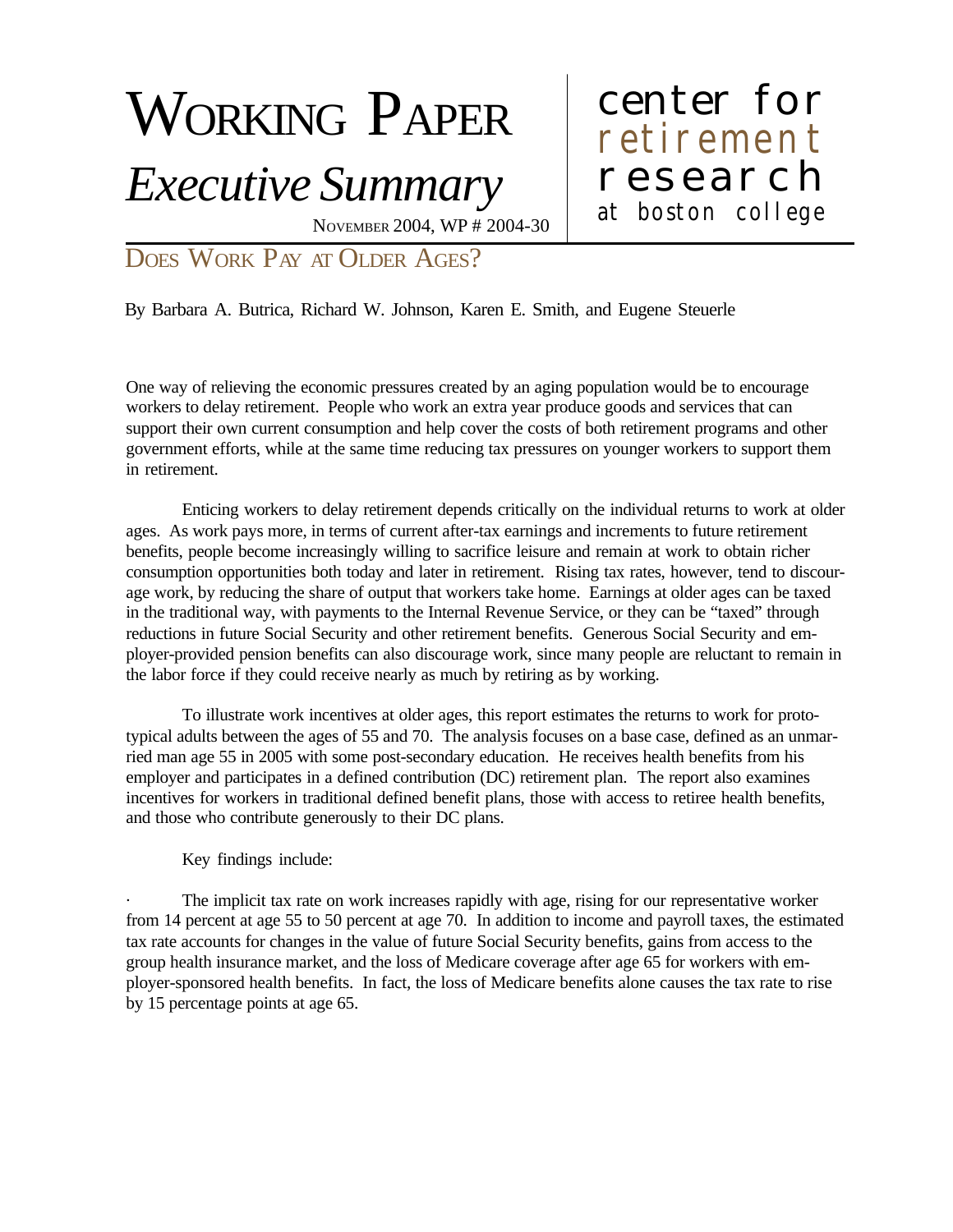# WORKING PAPER

## *Executive Summary*

NOVEMBER 2004, WP # 2004-30

center for retirement research at boston college

# DOES WORK PAY AT OLDER AGES?

By Barbara A. Butrica, Richard W. Johnson, Karen E. Smith, and Eugene Steuerle

One way of relieving the economic pressures created by an aging population would be to encourage workers to delay retirement. People who work an extra year produce goods and services that can support their own current consumption and help cover the costs of both retirement programs and other government efforts, while at the same time reducing tax pressures on younger workers to support them in retirement.

Enticing workers to delay retirement depends critically on the individual returns to work at older ages. As work pays more, in terms of current after-tax earnings and increments to future retirement benefits, people become increasingly willing to sacrifice leisure and remain at work to obtain richer consumption opportunities both today and later in retirement. Rising tax rates, however, tend to discourage work, by reducing the share of output that workers take home. Earnings at older ages can be taxed in the traditional way, with payments to the Internal Revenue Service, or they can be "taxed" through reductions in future Social Security and other retirement benefits. Generous Social Security and employer-provided pension benefits can also discourage work, since many people are reluctant to remain in the labor force if they could receive nearly as much by retiring as by working.

To illustrate work incentives at older ages, this report estimates the returns to work for prototypical adults between the ages of 55 and 70. The analysis focuses on a base case, defined as an unmarried man age 55 in 2005 with some post-secondary education. He receives health benefits from his employer and participates in a defined contribution (DC) retirement plan. The report also examines incentives for workers in traditional defined benefit plans, those with access to retiree health benefits, and those who contribute generously to their DC plans.

Key findings include:

- The implicit tax rate on work increases rapidly with age, rising for our representative worker from 14 percent at age 55 to 50 percent at age 70. In addition to income and payroll taxes, the estimated tax rate accounts for changes in the value of future Social Security benefits, gains from access to the group health insurance market, and the loss of Medicare coverage after age 65 for workers with employer-sponsored health benefits. In fact, the loss of Medicare benefits alone causes the tax rate to rise by 15 percentage points at age 65.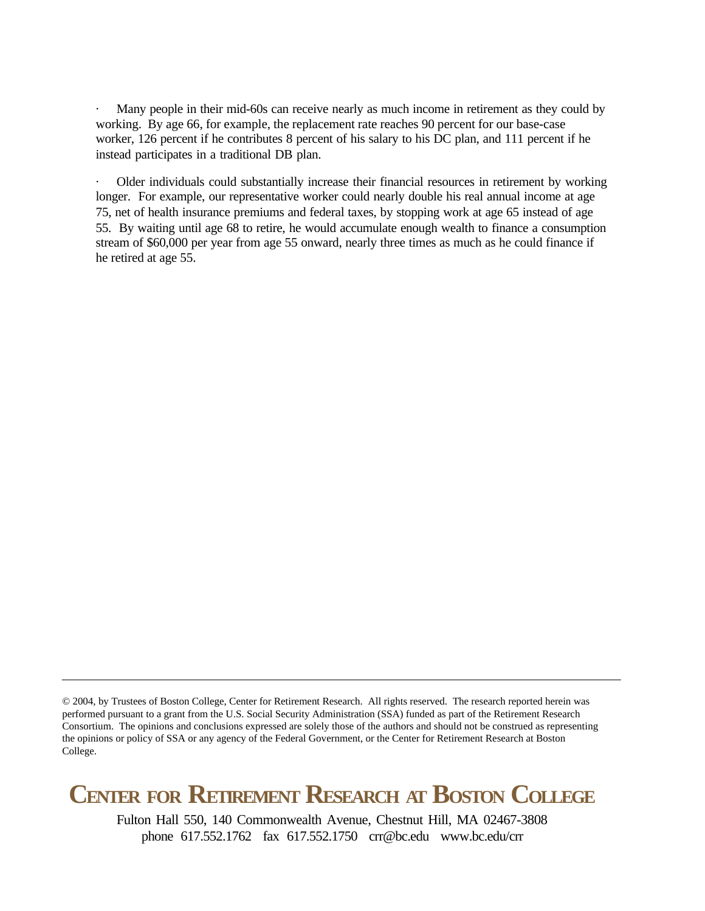- Many people in their mid-60s can receive nearly as much income in retirement as they could by working. By age 66, for example, the replacement rate reaches 90 percent for our base-case worker, 126 percent if he contributes 8 percent of his salary to his DC plan, and 111 percent if he instead participates in a traditional DB plan.

- Older individuals could substantially increase their financial resources in retirement by working longer. For example, our representative worker could nearly double his real annual income at age 75, net of health insurance premiums and federal taxes, by stopping work at age 65 instead of age 55. By waiting until age 68 to retire, he would accumulate enough wealth to finance a consumption stream of $60,000 per year from age 55 onward, nearly three times as much as he could finance if he retired at age 55.

---

© 2004, by Trustees of Boston College, Center for Retirement Research. All rights reserved. The research reported herein was performed pursuant to a grant from the U.S. Social Security Administration (SSA) funded as part of the Retirement Research Consortium. The opinions and conclusions expressed are solely those of the authors and should not be construed as representing the opinions or policy of SSA or any agency of the Federal Government, or the Center for Retirement Research at Boston College.

**CENTER FOR RETIREMENT RESEARCH AT BOSTON COLLEGE**

Fulton Hall 550, 140 Commonwealth Avenue, Chestnut Hill, MA 02467-3808
phone 617.552.1762 fax 617.552.1750 crr@bc.edu www.bc.edu/crr